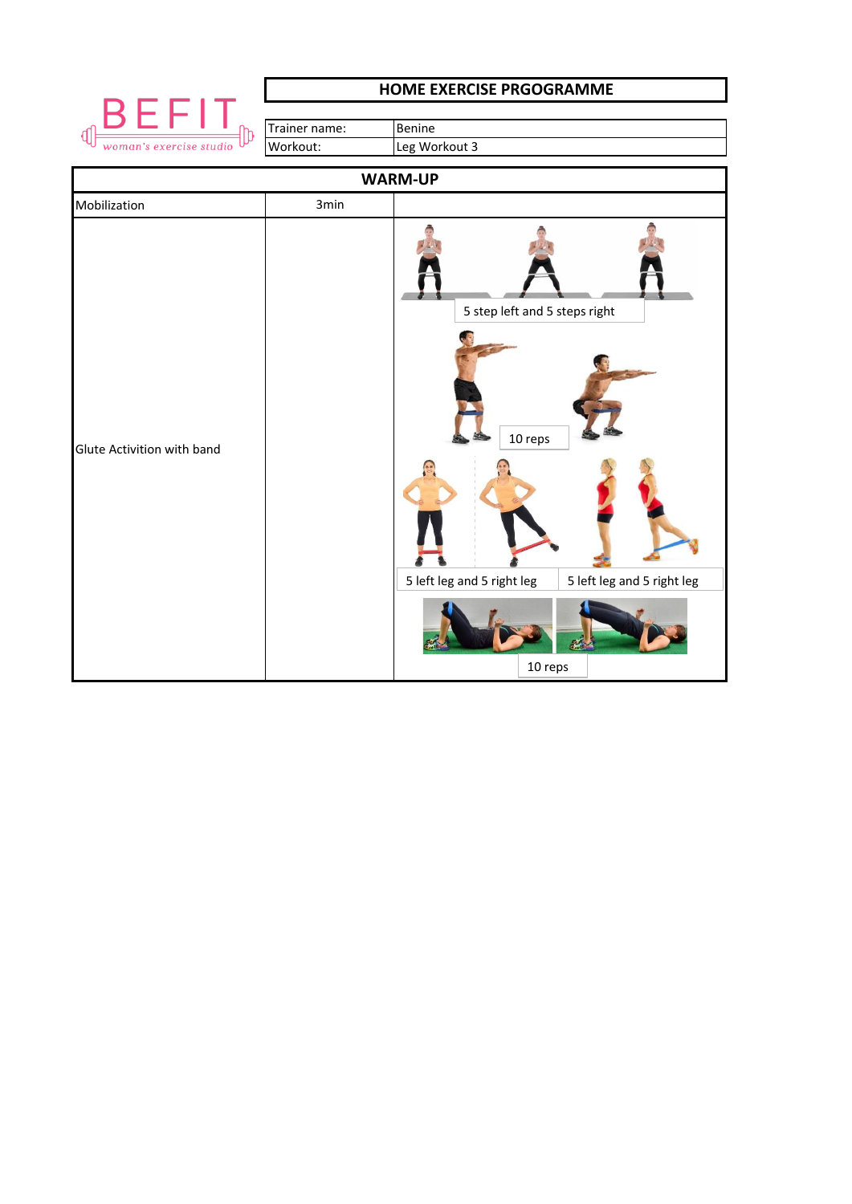BEFIT
woman's exercise studio

## HOME EXERCISE PRGOGRAMME

| | |
|---|---|
| Trainer name: | Benine |
| Workout: | Leg Workout 3 |

## WARM-UP

| | | |
|---|---|---|
| Mobilization | 3min | |
| Glute Activition with band | | 5 step left and 5 steps right<br>10 reps<br>5 left leg and 5 right leg<br>5 left leg and 5 right leg<br>10 reps |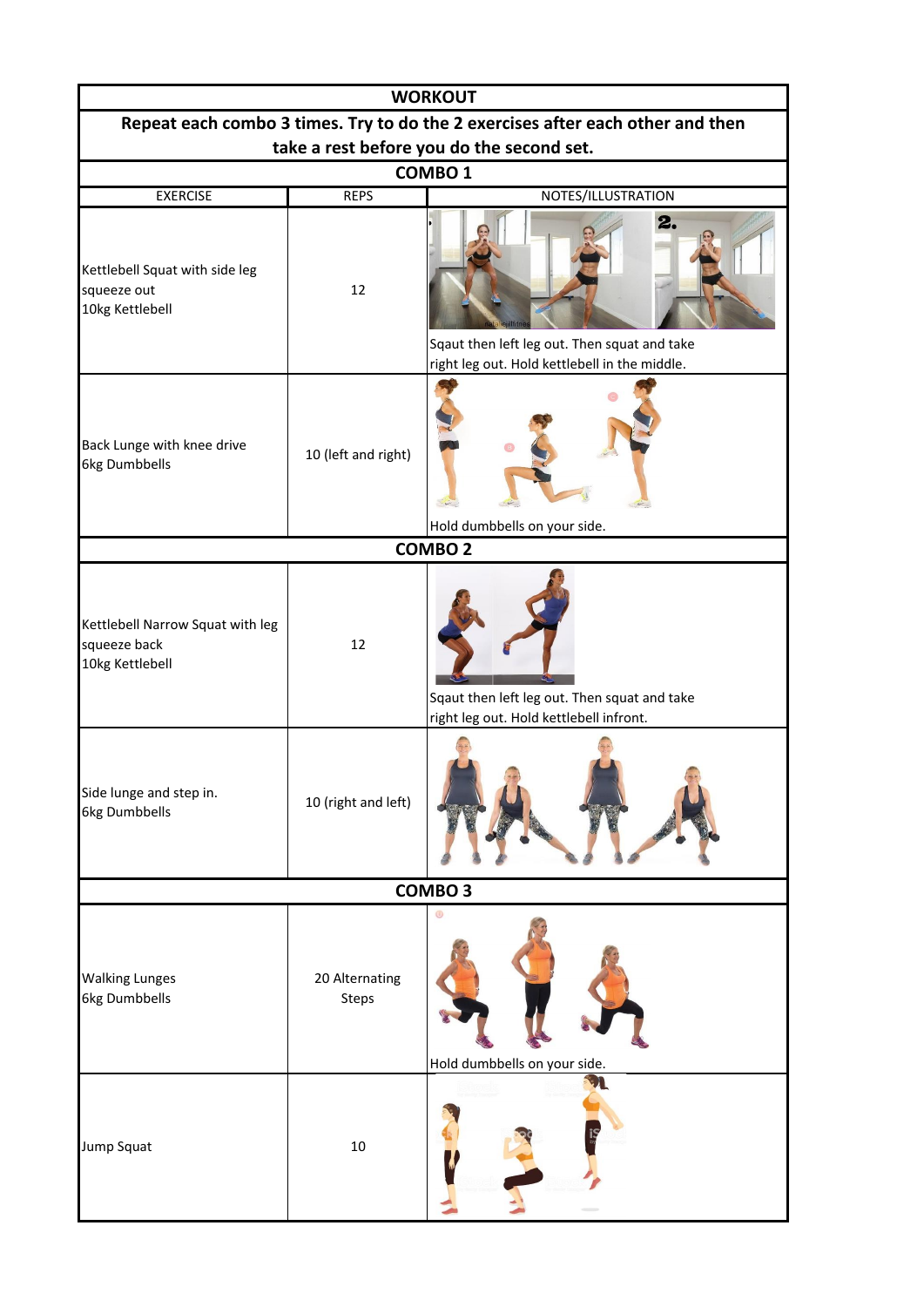# WORKOUT

**Repeat each combo 3 times. Try to do the 2 exercises after each other and then take a rest before you do the second set.**

## COMBO 1

| EXERCISE | REPS | NOTES/ILLUSTRATION |
|---|---|---|
| Kettlebell Squat with side leg squeeze out 10kg Kettlebell | 12 | Sqaut then left leg out. Then squat and take right leg out. Hold kettlebell in the middle. |
| Back Lunge with knee drive 6kg Dumbbells | 10 (left and right) | Hold dumbbells on your side. |

## COMBO 2

| EXERCISE | REPS | NOTES/ILLUSTRATION |
|---|---|---|
| Kettlebell Narrow Squat with leg squeeze back 10kg Kettlebell | 12 | Sqaut then left leg out. Then squat and take right leg out. Hold kettlebell infront. |
| Side lunge and step in. 6kg Dumbbells | 10 (right and left) | |

## COMBO 3

| EXERCISE | REPS | NOTES/ILLUSTRATION |
|---|---|---|
| Walking Lunges 6kg Dumbbells | 20 Alternating Steps | Hold dumbbells on your side. |
| Jump Squat | 10 | |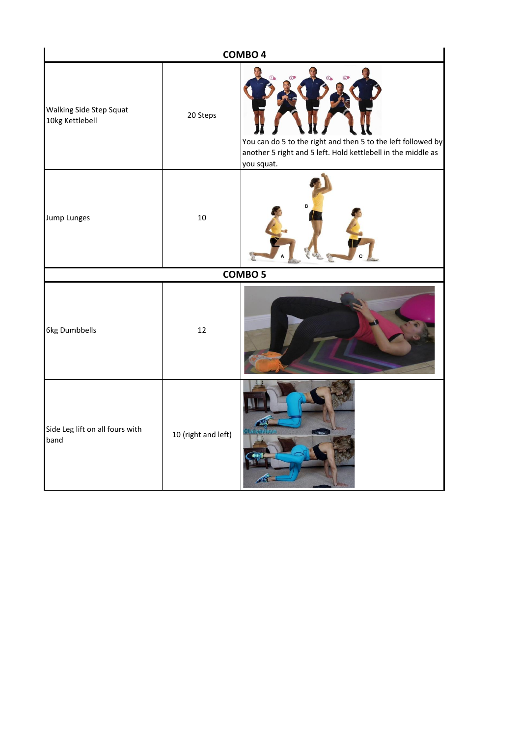| | | |
|---|---|---|
| **COMBO 4** | | |
| Walking Side Step Squat 10kg Kettlebell | 20 Steps | You can do 5 to the right and then 5 to the left followed by another 5 right and 5 left. Hold kettlebell in the middle as you squat. |
| Jump Lunges | 10 | |
| **COMBO 5** | | |
| 6kg Dumbbells | 12 | |
| Side Leg lift on all fours with band | 10 (right and left) | |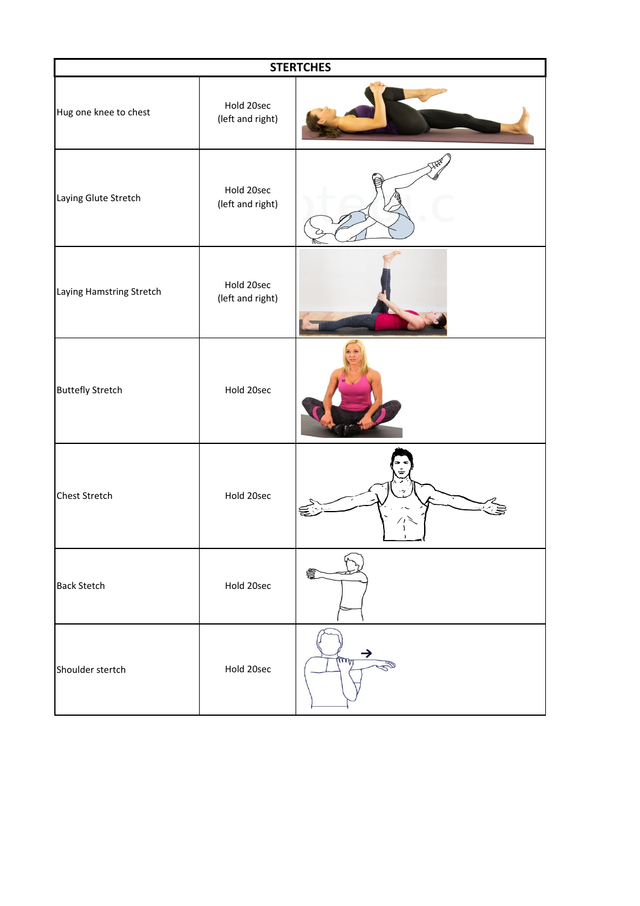| STERTCHES | | |
|---|---|---|
| Hug one knee to chest | Hold 20sec (left and right) | |
| Laying Glute Stretch | Hold 20sec (left and right) | |
| Laying Hamstring Stretch | Hold 20sec (left and right) | |
| Buttefly Stretch | Hold 20sec | |
| Chest Stretch | Hold 20sec | |
| Back Stetch | Hold 20sec | |
| Shoulder stertch | Hold 20sec | |